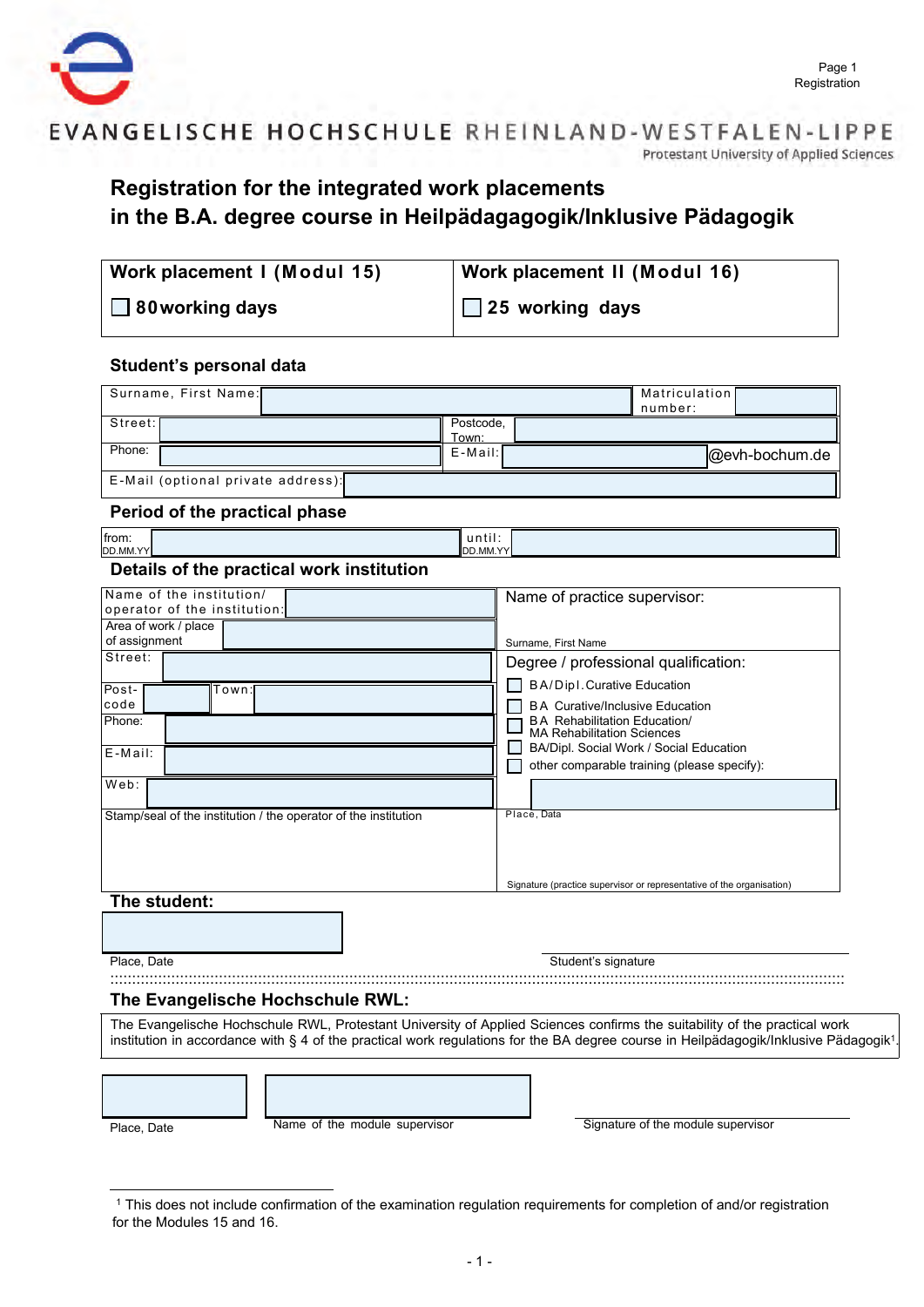EVANGELISCHE HOCHSCHULE RHEINLAND-WESTFALEN-LIPPE
Protestant University of Applied Sciences

Page 1
Registration

# Registration for the integrated work placements in the B.A. degree course in Heilpädagagogik/Inklusive Pädagogik

| **Work placement I (Modul 15)** | **Work placement II (Modul 16)** |
|---|---|
| ☐ **80 working days** | ☐ **25 working days** |

## Student's personal data

| | | | |
|---|---|---|---|
| Surname, First Name: | | Matriculation number: | |
| Street: | | Postcode, Town: | |
| Phone: | | E-Mail: | @evh-bochum.de |
| E-Mail (optional private address): | | | |

## Period of the practical phase

| | | | |
|---|---|---|---|
| from: DD.MM.YY | | until: DD.MM.YY | |

## Details of the practical work institution

| | |
|---|---|
| Name of the institution/ operator of the institution: | Name of practice supervisor: <br> Surname, First Name |
| Area of work / place of assignment: | |
| Street: | Degree / professional qualification: |
| Post-code: Town: | ☐ BA/Dipl. Curative Education |
| Phone: | ☐ BA Curative/Inclusive Education |
| | ☐ BA Rehabilitation Education/ MA Rehabilitation Sciences |
| E-Mail: | ☐ BA/Dipl. Social Work / Social Education |
| | ☐ other comparable training (please specify): |
| Web: | |
| Stamp/seal of the institution / the operator of the institution | Place, Data <br><br> Signature (practice supervisor or representative of the organisation) |

## The student:

Place, Date

Student's signature

## The Evangelische Hochschule RWL:

The Evangelische Hochschule RWL, Protestant University of Applied Sciences confirms the suitability of the practical work institution in accordance with § 4 of the practical work regulations for the BA degree course in Heilpädagogik/Inklusive Pädagogik[1].

Place, Date

Name of the module supervisor

Signature of the module supervisor

---

[1] This does not include confirmation of the examination regulation requirements for completion of and/or registration for the Modules 15 and 16.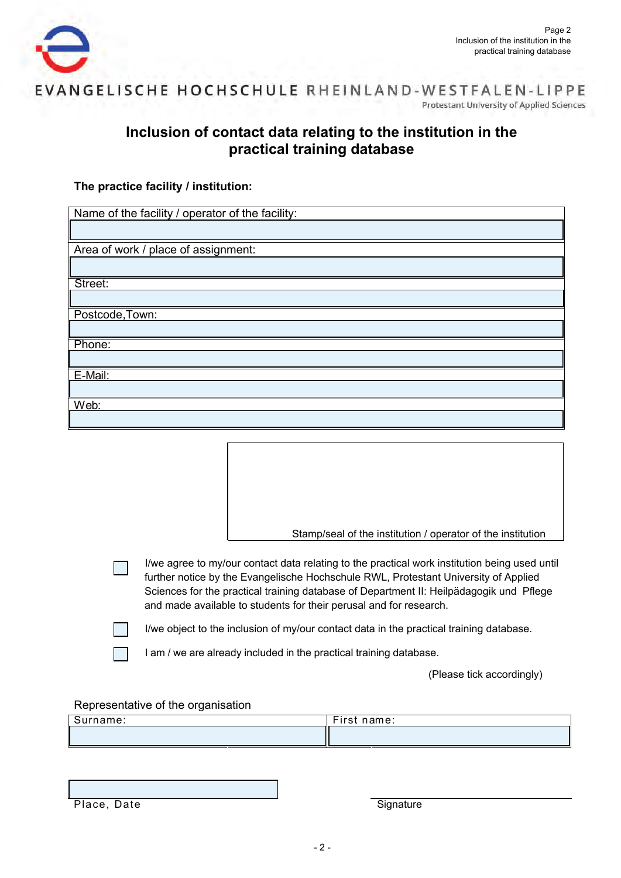# Inclusion of contact data relating to the institution in the practical training database

**The practice facility / institution:**

| Name of the facility / operator of the facility: |
|---|
| |
| Area of work / place of assignment: |
| |
| Street: |
| |
| Postcode,Town: |
| |
| Phone: |
| |
| E-Mail: |
| |
| Web: |
| |

Stamp/seal of the institution / operator of the institution

- [ ] I/we agree to my/our contact data relating to the practical work institution being used until further notice by the Evangelische Hochschule RWL, Protestant University of Applied Sciences for the practical training database of Department II: Heilpädagogik und Pflege and made available to students for their perusal and for research.
- [ ] I/we object to the inclusion of my/our contact data in the practical training database.
- [ ] I am / we are already included in the practical training database.

(Please tick accordingly)

Representative of the organisation

| Surname: | First name: |
|---|---|
| | |

Place, Date

Signature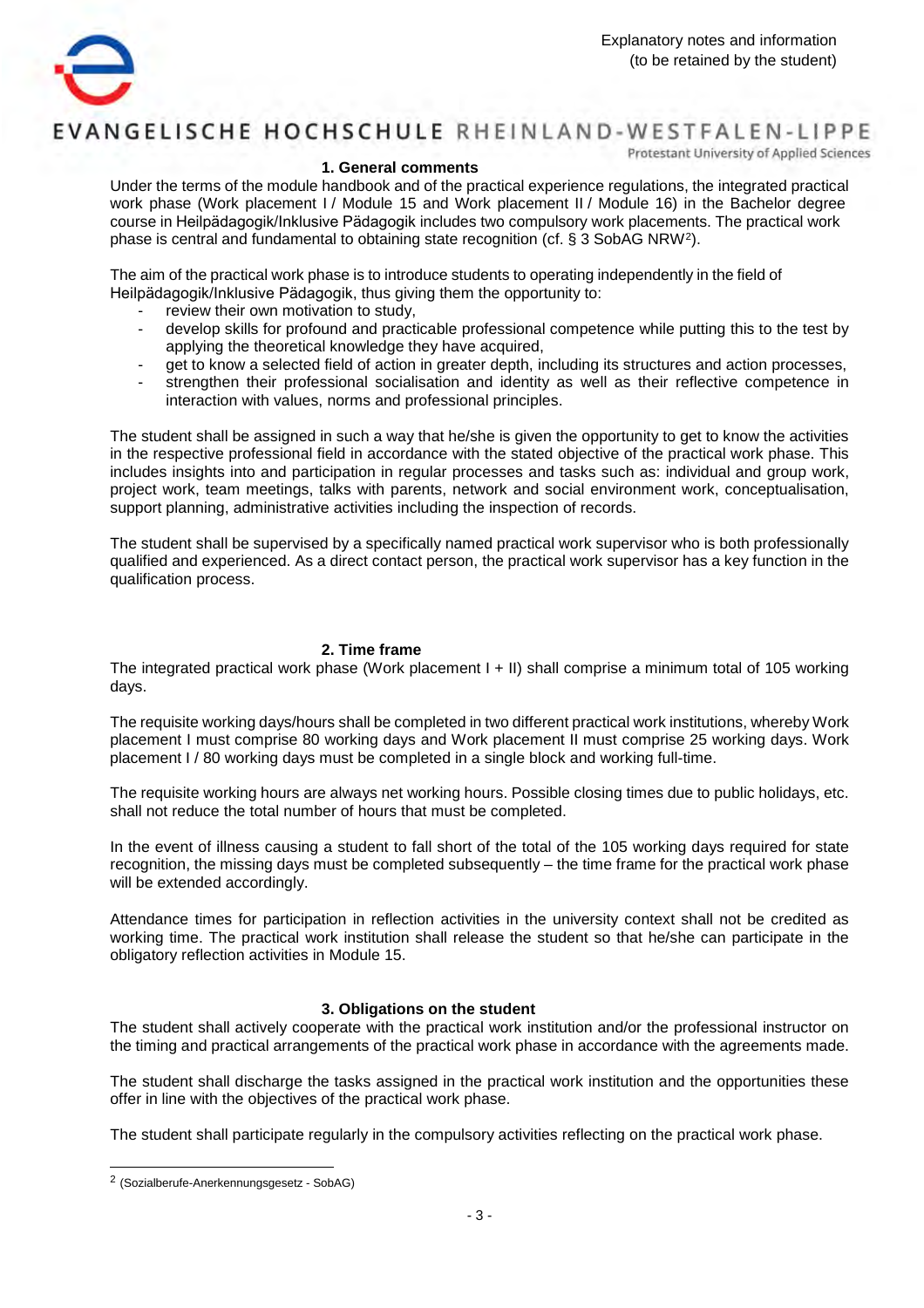## 1. General comments

Under the terms of the module handbook and of the practical experience regulations, the integrated practical work phase (Work placement I / Module 15 and Work placement II / Module 16) in the Bachelor degree course in Heilpädagogik/Inklusive Pädagogik includes two compulsory work placements. The practical work phase is central and fundamental to obtaining state recognition (cf. § 3 SobAG NRW[2]).

The aim of the practical work phase is to introduce students to operating independently in the field of Heilpädagogik/Inklusive Pädagogik, thus giving them the opportunity to:

- review their own motivation to study,
- develop skills for profound and practicable professional competence while putting this to the test by applying the theoretical knowledge they have acquired,
- get to know a selected field of action in greater depth, including its structures and action processes,
- strengthen their professional socialisation and identity as well as their reflective competence in interaction with values, norms and professional principles.

The student shall be assigned in such a way that he/she is given the opportunity to get to know the activities in the respective professional field in accordance with the stated objective of the practical work phase. This includes insights into and participation in regular processes and tasks such as: individual and group work, project work, team meetings, talks with parents, network and social environment work, conceptualisation, support planning, administrative activities including the inspection of records.

The student shall be supervised by a specifically named practical work supervisor who is both professionally qualified and experienced. As a direct contact person, the practical work supervisor has a key function in the qualification process.

## 2. Time frame

The integrated practical work phase (Work placement I + II) shall comprise a minimum total of 105 working days.

The requisite working days/hours shall be completed in two different practical work institutions, whereby Work placement I must comprise 80 working days and Work placement II must comprise 25 working days. Work placement I / 80 working days must be completed in a single block and working full-time.

The requisite working hours are always net working hours. Possible closing times due to public holidays, etc. shall not reduce the total number of hours that must be completed.

In the event of illness causing a student to fall short of the total of the 105 working days required for state recognition, the missing days must be completed subsequently – the time frame for the practical work phase will be extended accordingly.

Attendance times for participation in reflection activities in the university context shall not be credited as working time. The practical work institution shall release the student so that he/she can participate in the obligatory reflection activities in Module 15.

## 3. Obligations on the student

The student shall actively cooperate with the practical work institution and/or the professional instructor on the timing and practical arrangements of the practical work phase in accordance with the agreements made.

The student shall discharge the tasks assigned in the practical work institution and the opportunities these offer in line with the objectives of the practical work phase.

The student shall participate regularly in the compulsory activities reflecting on the practical work phase.

---

[2] (Sozialberufe-Anerkennungsgesetz - SobAG)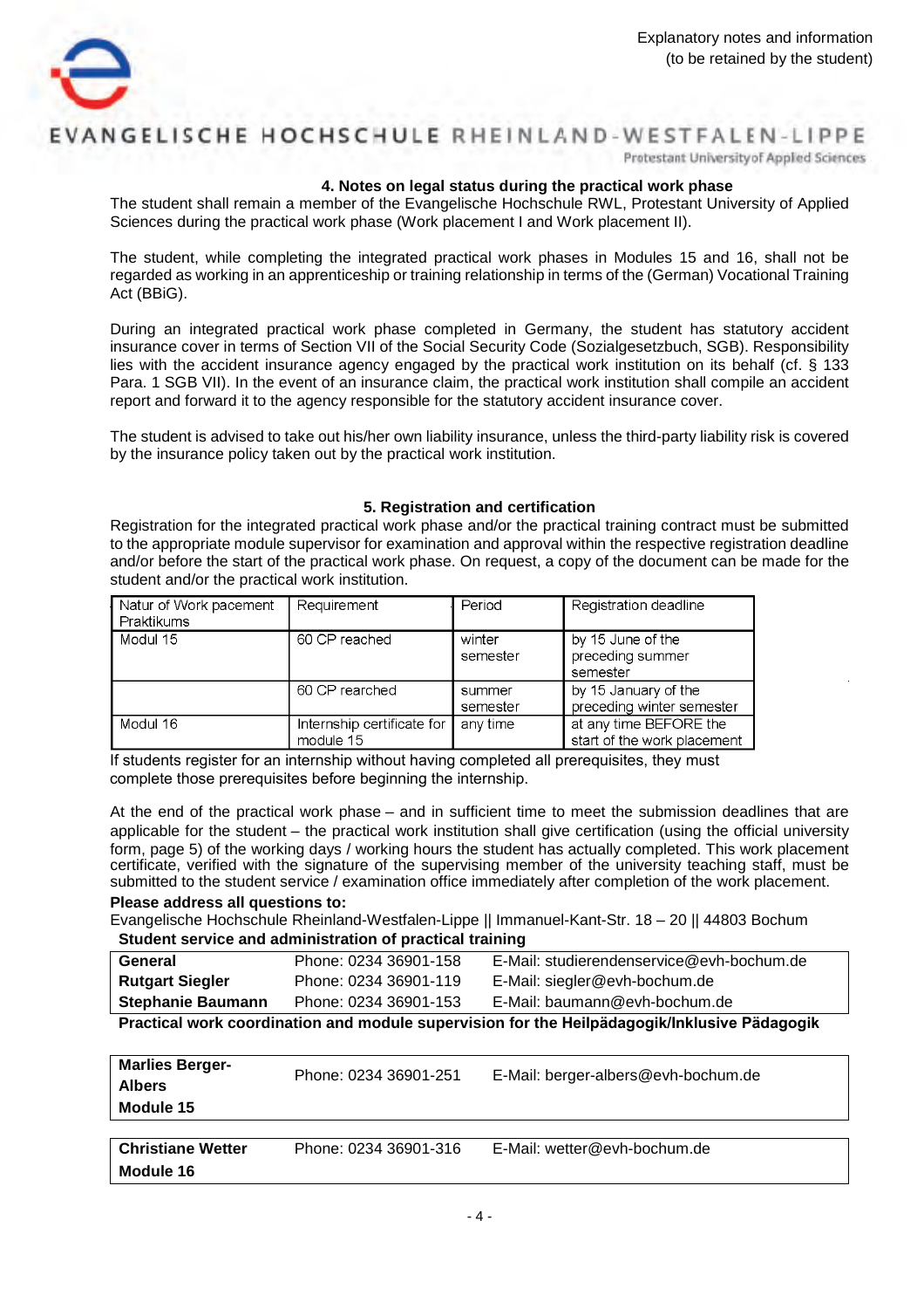Explanatory notes and information
(to be retained by the student)

EVANGELISCHE HOCHSCHULE RHEINLAND-WESTFALEN-LIPPE
Protestant University of Applied Sciences

### 4. Notes on legal status during the practical work phase

The student shall remain a member of the Evangelische Hochschule RWL, Protestant University of Applied Sciences during the practical work phase (Work placement I and Work placement II).

The student, while completing the integrated practical work phases in Modules 15 and 16, shall not be regarded as working in an apprenticeship or training relationship in terms of the (German) Vocational Training Act (BBiG).

During an integrated practical work phase completed in Germany, the student has statutory accident insurance cover in terms of Section VII of the Social Security Code (Sozialgesetzbuch, SGB). Responsibility lies with the accident insurance agency engaged by the practical work institution on its behalf (cf. § 133 Para. 1 SGB VII). In the event of an insurance claim, the practical work institution shall compile an accident report and forward it to the agency responsible for the statutory accident insurance cover.

The student is advised to take out his/her own liability insurance, unless the third-party liability risk is covered by the insurance policy taken out by the practical work institution.

### 5. Registration and certification

Registration for the integrated practical work phase and/or the practical training contract must be submitted to the appropriate module supervisor for examination and approval within the respective registration deadline and/or before the start of the practical work phase. On request, a copy of the document can be made for the student and/or the practical work institution.

| Natur of Work pacement Praktikums | Requirement | Period | Registration deadline |
|---|---|---|---|
| Modul 15 | 60 CP reached | winter semester | by 15 June of the preceding summer semester |
| | 60 CP rearched | summer semester | by 15 January of the preceding winter semester |
| Modul 16 | Internship certificate for module 15 | any time | at any time BEFORE the start of the work placement |

If students register for an internship without having completed all prerequisites, they must complete those prerequisites before beginning the internship.

At the end of the practical work phase – and in sufficient time to meet the submission deadlines that are applicable for the student – the practical work institution shall give certification (using the official university form, page 5) of the working days / working hours the student has actually completed. This work placement certificate, verified with the signature of the supervising member of the university teaching staff, must be submitted to the student service / examination office immediately after completion of the work placement.

**Please address all questions to:**

Evangelische Hochschule Rheinland-Westfalen-Lippe || Immanuel-Kant-Str. 18 – 20 || 44803 Bochum

**Student service and administration of practical training**

| | | |
|---|---|---|
| **General** | Phone: 0234 36901-158 | E-Mail: studierendenservice@evh-bochum.de |
| **Rutgart Siegler** | Phone: 0234 36901-119 | E-Mail: siegler@evh-bochum.de |
| **Stephanie Baumann** | Phone: 0234 36901-153 | E-Mail: baumann@evh-bochum.de |

**Practical work coordination and module supervision for the Heilpädagogik/Inklusive Pädagogik**

| | | |
|---|---|---|
| **Marlies Berger-Albers Module 15** | Phone: 0234 36901-251 | E-Mail: berger-albers@evh-bochum.de |
| **Christiane Wetter Module 16** | Phone: 0234 36901-316 | E-Mail: wetter@evh-bochum.de |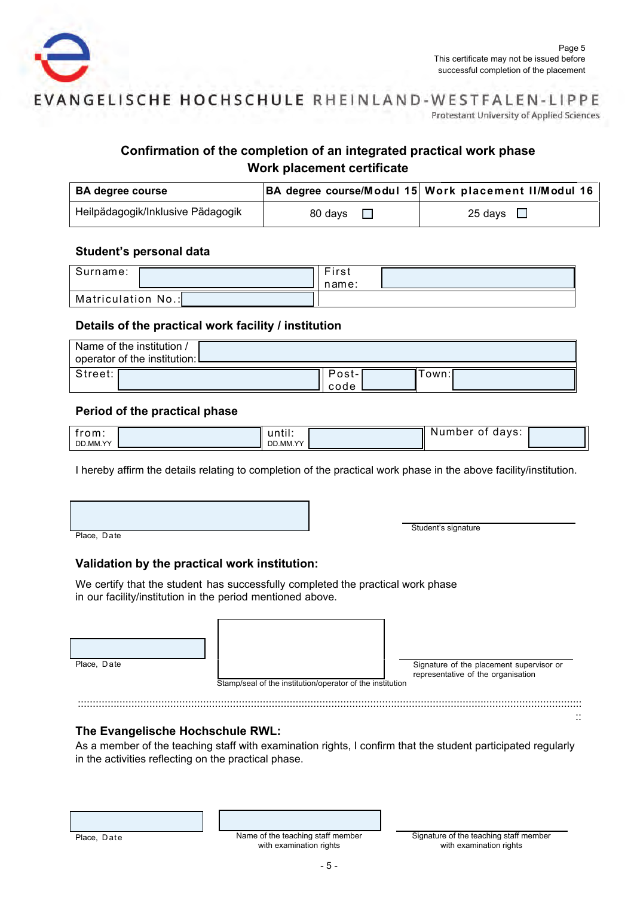Page 5
This certificate may not be issued before successful completion of the placement

EVANGELISCHE HOCHSCHULE RHEINLAND-WESTFALEN-LIPPE
Protestant University of Applied Sciences

## Confirmation of the completion of an integrated practical work phase
## Work placement certificate

| BA degree course | BA degree course/Modul 15 | Work placement II/Modul 16 |
|---|---|---|
| Heilpädagogik/Inklusive Pädagogik | 80 days ☐ | 25 days ☐ |

### Student's personal data

| | | | |
|---|---|---|---|
| Surname: | | First name: | |
| Matriculation No.: | | | |

### Details of the practical work facility / institution

| | | | | | |
|---|---|---|---|---|---|
| Name of the institution / operator of the institution: | | | | | |
| Street: | | Post-code | | Town: | |

### Period of the practical phase

| | | | | | |
|---|---|---|---|---|---|
| from: DD.MM.YY | | until: DD.MM.YY | | Number of days: | |

I hereby affirm the details relating to completion of the practical work phase in the above facility/institution.

Place, Date

Student's signature

### Validation by the practical work institution:

We certify that the student has successfully completed the practical work phase in our facility/institution in the period mentioned above.

Place, Date

Stamp/seal of the institution/operator of the institution

Signature of the placement supervisor or representative of the organisation

### The Evangelische Hochschule RWL:

As a member of the teaching staff with examination rights, I confirm that the student participated regularly in the activities reflecting on the practical phase.

Place, Date

Name of the teaching staff member with examination rights

Signature of the teaching staff member with examination rights